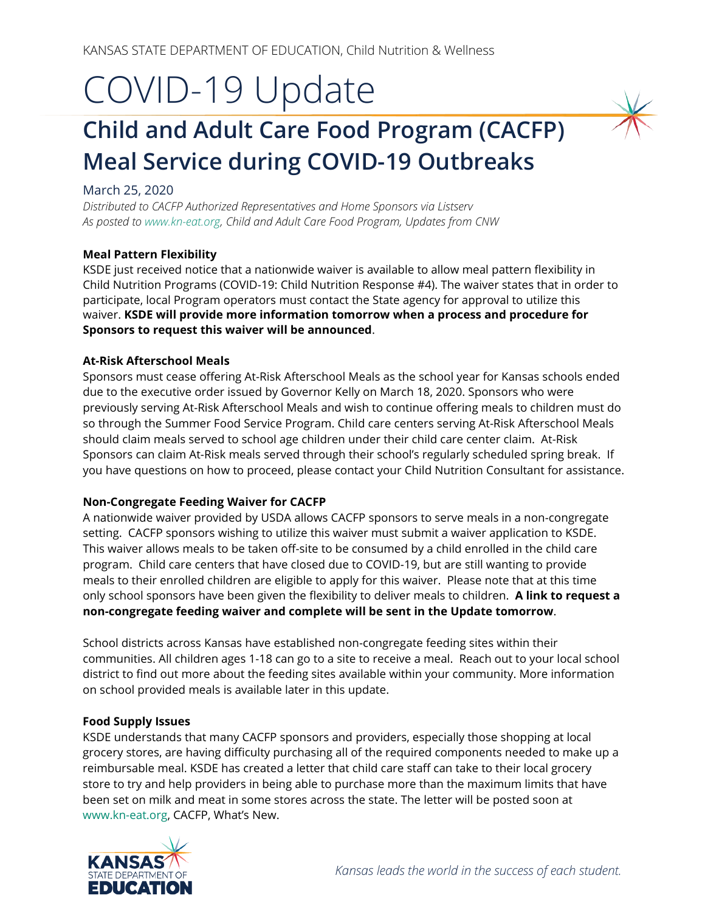KANSAS STATE DEPARTMENT OF EDUCATION, Child Nutrition & Wellness

# COVID-19 Update

## Child and Adult Care Food Program (CACFP) Meal Service during COVID-19 Outbreaks

March 25, 2020

*Distributed to CACFP Authorized Representatives and Home Sponsors via Listserv*
*As posted to www.kn-eat.org, Child and Adult Care Food Program, Updates from CNW*

**Meal Pattern Flexibility**

KSDE just received notice that a nationwide waiver is available to allow meal pattern flexibility in Child Nutrition Programs (COVID-19: Child Nutrition Response #4). The waiver states that in order to participate, local Program operators must contact the State agency for approval to utilize this waiver. **KSDE will provide more information tomorrow when a process and procedure for Sponsors to request this waiver will be announced**.

**At-Risk Afterschool Meals**

Sponsors must cease offering At-Risk Afterschool Meals as the school year for Kansas schools ended due to the executive order issued by Governor Kelly on March 18, 2020. Sponsors who were previously serving At-Risk Afterschool Meals and wish to continue offering meals to children must do so through the Summer Food Service Program. Child care centers serving At-Risk Afterschool Meals should claim meals served to school age children under their child care center claim. At-Risk Sponsors can claim At-Risk meals served through their school's regularly scheduled spring break. If you have questions on how to proceed, please contact your Child Nutrition Consultant for assistance.

**Non-Congregate Feeding Waiver for CACFP**

A nationwide waiver provided by USDA allows CACFP sponsors to serve meals in a non-congregate setting. CACFP sponsors wishing to utilize this waiver must submit a waiver application to KSDE. This waiver allows meals to be taken off-site to be consumed by a child enrolled in the child care program. Child care centers that have closed due to COVID-19, but are still wanting to provide meals to their enrolled children are eligible to apply for this waiver. Please note that at this time only school sponsors have been given the flexibility to deliver meals to children. **A link to request a non-congregate feeding waiver and complete will be sent in the Update tomorrow**.

School districts across Kansas have established non-congregate feeding sites within their communities. All children ages 1-18 can go to a site to receive a meal. Reach out to your local school district to find out more about the feeding sites available within your community. More information on school provided meals is available later in this update.

**Food Supply Issues**

KSDE understands that many CACFP sponsors and providers, especially those shopping at local grocery stores, are having difficulty purchasing all of the required components needed to make up a reimbursable meal. KSDE has created a letter that child care staff can take to their local grocery store to try and help providers in being able to purchase more than the maximum limits that have been set on milk and meat in some stores across the state. The letter will be posted soon at www.kn-eat.org, CACFP, What's New.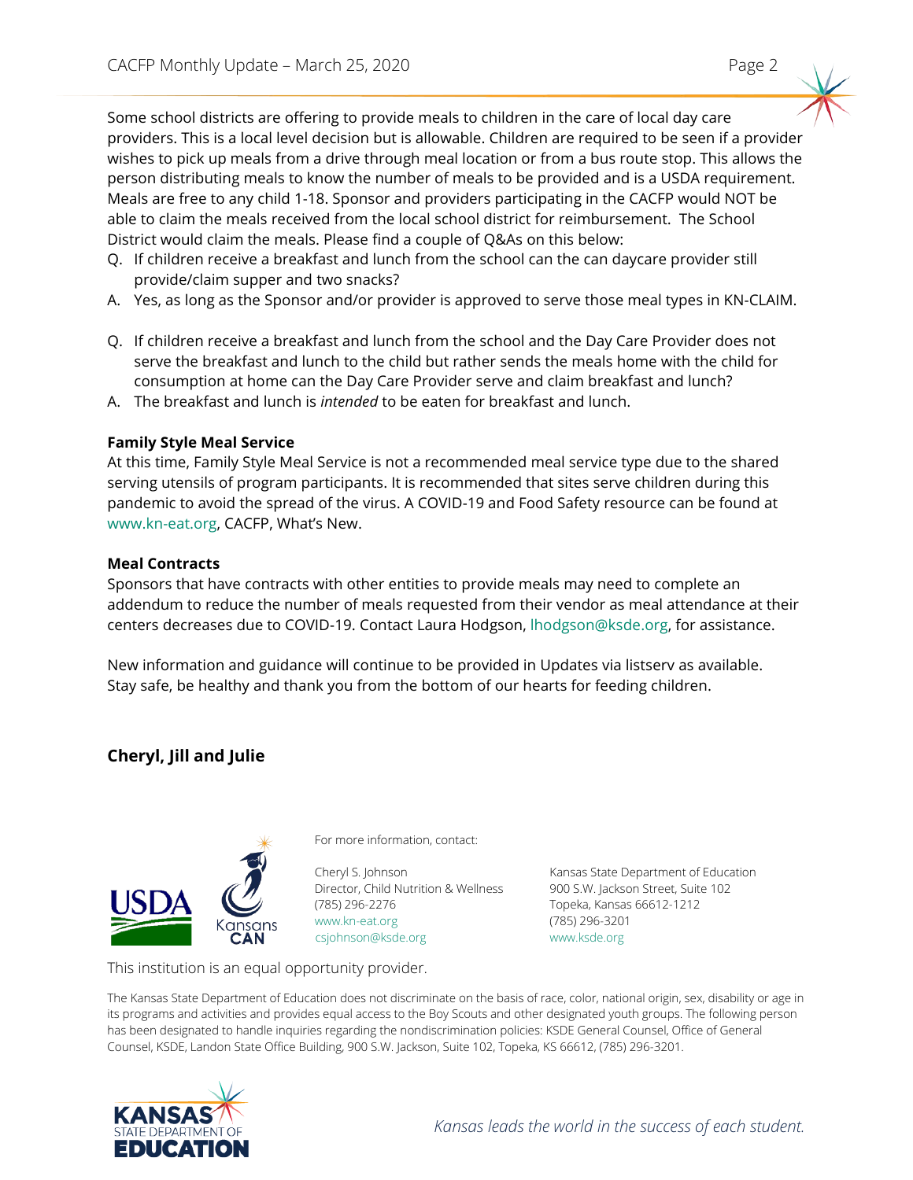Some school districts are offering to provide meals to children in the care of local day care providers. This is a local level decision but is allowable. Children are required to be seen if a provider wishes to pick up meals from a drive through meal location or from a bus route stop. This allows the person distributing meals to know the number of meals to be provided and is a USDA requirement. Meals are free to any child 1-18. Sponsor and providers participating in the CACFP would NOT be able to claim the meals received from the local school district for reimbursement. The School District would claim the meals. Please find a couple of Q&As on this below:

Q. If children receive a breakfast and lunch from the school can the can daycare provider still provide/claim supper and two snacks?

A. Yes, as long as the Sponsor and/or provider is approved to serve those meal types in KN-CLAIM.

Q. If children receive a breakfast and lunch from the school and the Day Care Provider does not serve the breakfast and lunch to the child but rather sends the meals home with the child for consumption at home can the Day Care Provider serve and claim breakfast and lunch?

A. The breakfast and lunch is *intended* to be eaten for breakfast and lunch.

**Family Style Meal Service**

At this time, Family Style Meal Service is not a recommended meal service type due to the shared serving utensils of program participants. It is recommended that sites serve children during this pandemic to avoid the spread of the virus. A COVID-19 and Food Safety resource can be found at www.kn-eat.org, CACFP, What's New.

**Meal Contracts**

Sponsors that have contracts with other entities to provide meals may need to complete an addendum to reduce the number of meals requested from their vendor as meal attendance at their centers decreases due to COVID-19. Contact Laura Hodgson, lhodgson@ksde.org, for assistance.

New information and guidance will continue to be provided in Updates via listserv as available. Stay safe, be healthy and thank you from the bottom of our hearts for feeding children.

**Cheryl, Jill and Julie**

For more information, contact:

Cheryl S. Johnson
Director, Child Nutrition & Wellness
(785) 296-2276
www.kn-eat.org
csjohnson@ksde.org

Kansas State Department of Education
900 S.W. Jackson Street, Suite 102
Topeka, Kansas 66612-1212
(785) 296-3201
www.ksde.org

This institution is an equal opportunity provider.

The Kansas State Department of Education does not discriminate on the basis of race, color, national origin, sex, disability or age in its programs and activities and provides equal access to the Boy Scouts and other designated youth groups. The following person has been designated to handle inquiries regarding the nondiscrimination policies: KSDE General Counsel, Office of General Counsel, KSDE, Landon State Office Building, 900 S.W. Jackson, Suite 102, Topeka, KS 66612, (785) 296-3201.

*Kansas leads the world in the success of each student.*